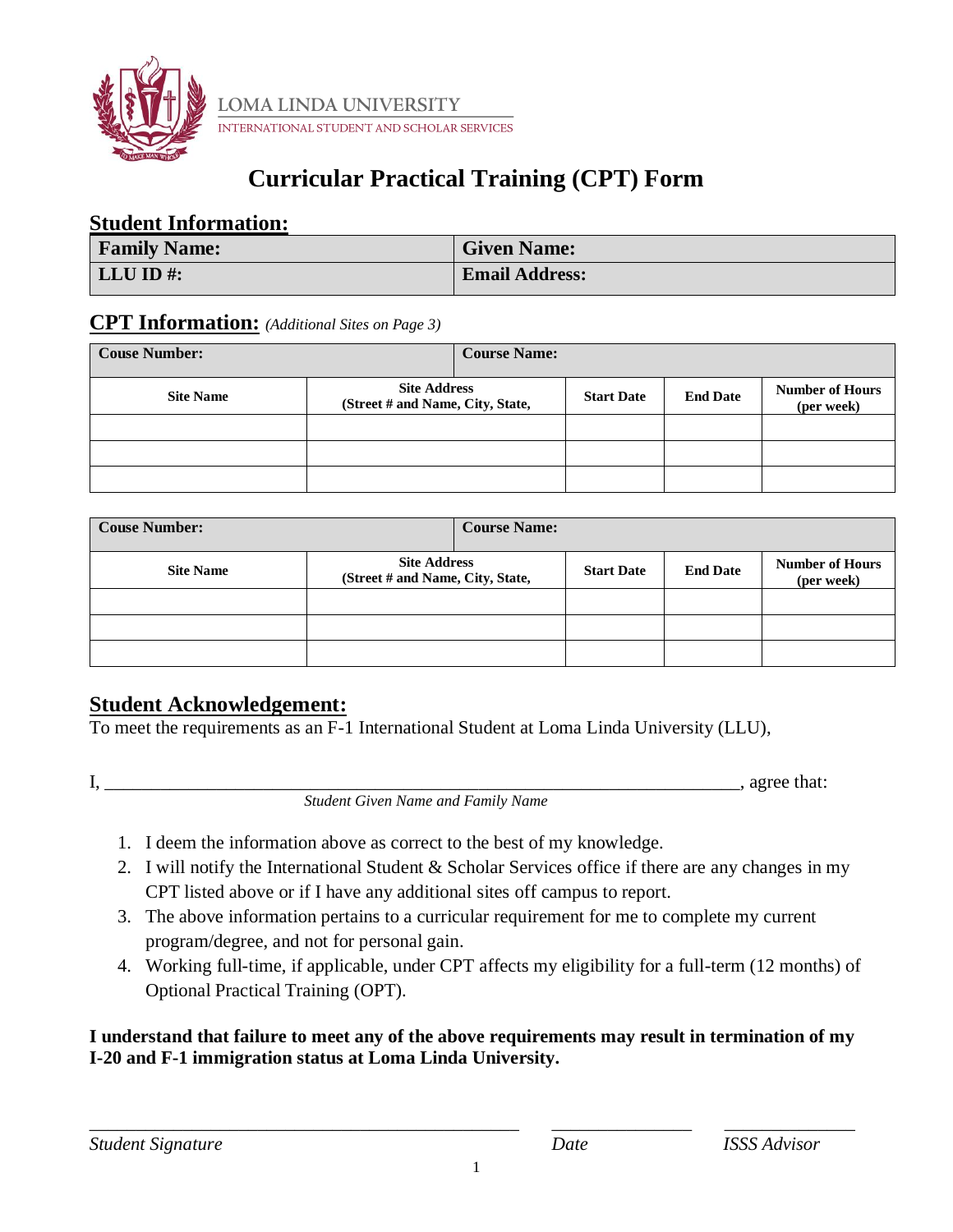LOMA LINDA UNIVERSITY
INTERNATIONAL STUDENT AND SCHOLAR SERVICES

# Curricular Practical Training (CPT) Form

## Student Information:

| **Family Name:** | **Given Name:** |
|---|---|
| **LLU ID #:** | **Email Address:** |

## CPT Information: *(Additional Sites on Page 3)*

| **Couse Number:** | | **Course Name:** | | |
|---|---|---|---|---|
| **Site Name** | **Site Address (Street # and Name, City, State,** | **Start Date** | **End Date** | **Number of Hours (per week)** |
| | | | | |
| | | | | |
| | | | | |

| **Couse Number:** | | **Course Name:** | | |
|---|---|---|---|---|
| **Site Name** | **Site Address (Street # and Name, City, State,** | **Start Date** | **End Date** | **Number of Hours (per week)** |
| | | | | |
| | | | | |
| | | | | |

## Student Acknowledgement:

To meet the requirements as an F-1 International Student at Loma Linda University (LLU),

I, ______________________________________________________________________, agree that:
*Student Given Name and Family Name*

1. I deem the information above as correct to the best of my knowledge.
2. I will notify the International Student & Scholar Services office if there are any changes in my CPT listed above or if I have any additional sites off campus to report.
3. The above information pertains to a curricular requirement for me to complete my current program/degree, and not for personal gain.
4. Working full-time, if applicable, under CPT affects my eligibility for a full-term (12 months) of Optional Practical Training (OPT).

**I understand that failure to meet any of the above requirements may result in termination of my I-20 and F-1 immigration status at Loma Linda University.**

_______________________________________________ _______________ ______________
*Student Signature* *Date* *ISSS Advisor*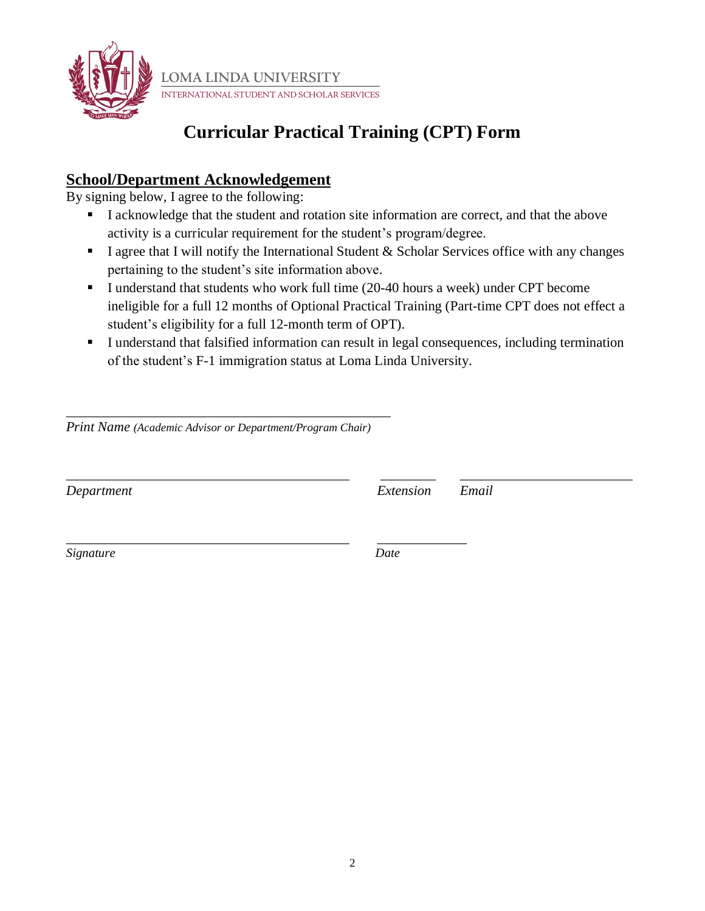LOMA LINDA UNIVERSITY
INTERNATIONAL STUDENT AND SCHOLAR SERVICES

# Curricular Practical Training (CPT) Form

## School/Department Acknowledgement

By signing below, I agree to the following:

- I acknowledge that the student and rotation site information are correct, and that the above activity is a curricular requirement for the student's program/degree.
- I agree that I will notify the International Student & Scholar Services office with any changes pertaining to the student's site information above.
- I understand that students who work full time (20-40 hours a week) under CPT become ineligible for a full 12 months of Optional Practical Training (Part-time CPT does not effect a student's eligibility for a full 12-month term of OPT).
- I understand that falsified information can result in legal consequences, including termination of the student's F-1 immigration status at Loma Linda University.

\_\_\_\_\_\_\_\_\_\_\_\_\_\_\_\_\_\_\_\_\_\_\_\_\_\_\_\_\_\_\_\_\_\_\_\_\_\_\_\_\_\_\_\_
*Print Name (Academic Advisor or Department/Program Chair)*

\_\_\_\_\_\_\_\_\_\_\_\_\_\_\_\_\_\_\_\_\_\_\_\_\_\_\_\_\_\_\_\_\_\_\_\_\_\_ \_\_\_\_\_\_\_\_ \_\_\_\_\_\_\_\_\_\_\_\_\_\_\_\_\_\_\_\_\_\_\_\_
*Department* *Extension* *Email*

\_\_\_\_\_\_\_\_\_\_\_\_\_\_\_\_\_\_\_\_\_\_\_\_\_\_\_\_\_\_\_\_\_\_\_\_\_\_ \_\_\_\_\_\_\_\_\_\_\_\_
*Signature* *Date*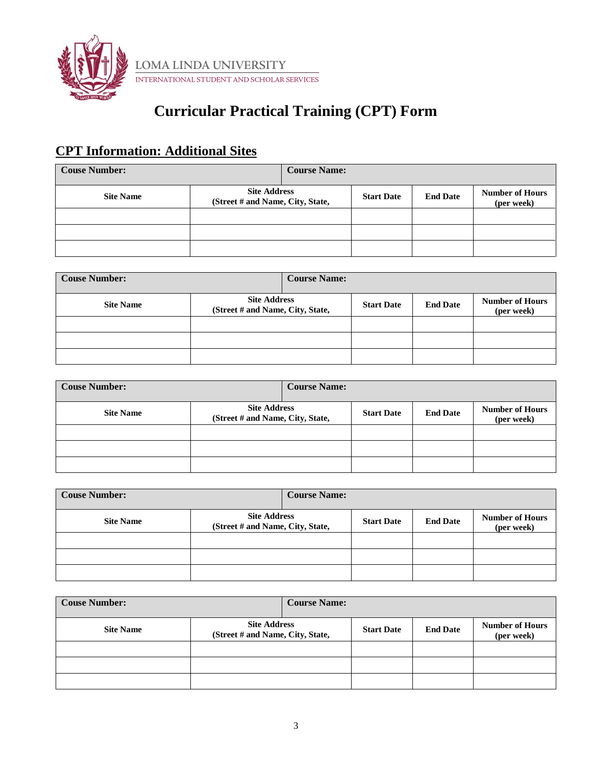LOMA LINDA UNIVERSITY
INTERNATIONAL STUDENT AND SCHOLAR SERVICES

# Curricular Practical Training (CPT) Form

## CPT Information: Additional Sites

| **Couse Number:** | | **Course Name:** | | |
|---|---|---|---|---|
| **Site Name** | **Site Address (Street # and Name, City, State,** | **Start Date** | **End Date** | **Number of Hours (per week)** |
| | | | | |
| | | | | |
| | | | | |

| **Couse Number:** | | **Course Name:** | | |
|---|---|---|---|---|
| **Site Name** | **Site Address (Street # and Name, City, State,** | **Start Date** | **End Date** | **Number of Hours (per week)** |
| | | | | |
| | | | | |
| | | | | |

| **Couse Number:** | | **Course Name:** | | |
|---|---|---|---|---|
| **Site Name** | **Site Address (Street # and Name, City, State,** | **Start Date** | **End Date** | **Number of Hours (per week)** |
| | | | | |
| | | | | |
| | | | | |

| **Couse Number:** | | **Course Name:** | | |
|---|---|---|---|---|
| **Site Name** | **Site Address (Street # and Name, City, State,** | **Start Date** | **End Date** | **Number of Hours (per week)** |
| | | | | |
| | | | | |
| | | | | |

| **Couse Number:** | | **Course Name:** | | |
|---|---|---|---|---|
| **Site Name** | **Site Address (Street # and Name, City, State,** | **Start Date** | **End Date** | **Number of Hours (per week)** |
| | | | | |
| | | | | |
| | | | | |